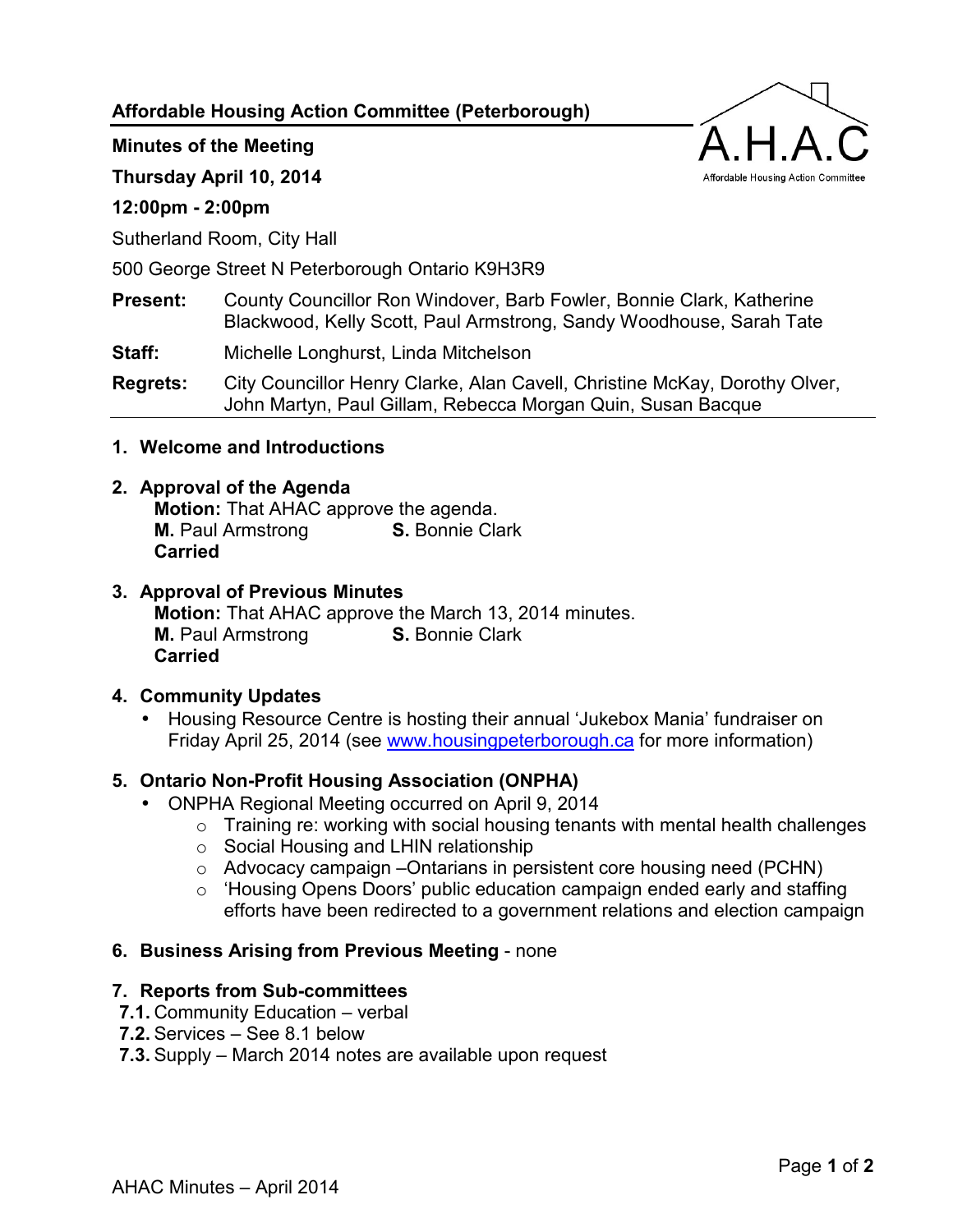**Affordable Housing Action Committee (Peterborough)**

**Minutes of the Meeting**

**Thursday April 10, 2014**

**12:00pm - 2:00pm**

Sutherland Room, City Hall

500 George Street N Peterborough Ontario K9H3R9

**Present:** County Councillor Ron Windover, Barb Fowler, Bonnie Clark, Katherine Blackwood, Kelly Scott, Paul Armstrong, Sandy Woodhouse, Sarah Tate

**Staff:** Michelle Longhurst, Linda Mitchelson

**Regrets:** City Councillor Henry Clarke, Alan Cavell, Christine McKay, Dorothy Olver, John Martyn, Paul Gillam, Rebecca Morgan Quin, Susan Bacque

---

## 1. Welcome and Introductions

## 2. Approval of the Agenda

**Motion:** That AHAC approve the agenda.
**M.** Paul Armstrong **S.** Bonnie Clark
**Carried**

## 3. Approval of Previous Minutes

**Motion:** That AHAC approve the March 13, 2014 minutes.
**M.** Paul Armstrong **S.** Bonnie Clark
**Carried**

## 4. Community Updates

- Housing Resource Centre is hosting their annual 'Jukebox Mania' fundraiser on Friday April 25, 2014 (see www.housingpeterborough.ca for more information)

## 5. Ontario Non-Profit Housing Association (ONPHA)

- ONPHA Regional Meeting occurred on April 9, 2014
  - Training re: working with social housing tenants with mental health challenges
  - Social Housing and LHIN relationship
  - Advocacy campaign –Ontarians in persistent core housing need (PCHN)
  - 'Housing Opens Doors' public education campaign ended early and staffing efforts have been redirected to a government relations and election campaign

## 6. Business Arising from Previous Meeting - none

## 7. Reports from Sub-committees

**7.1.** Community Education – verbal
**7.2.** Services – See 8.1 below
**7.3.** Supply – March 2014 notes are available upon request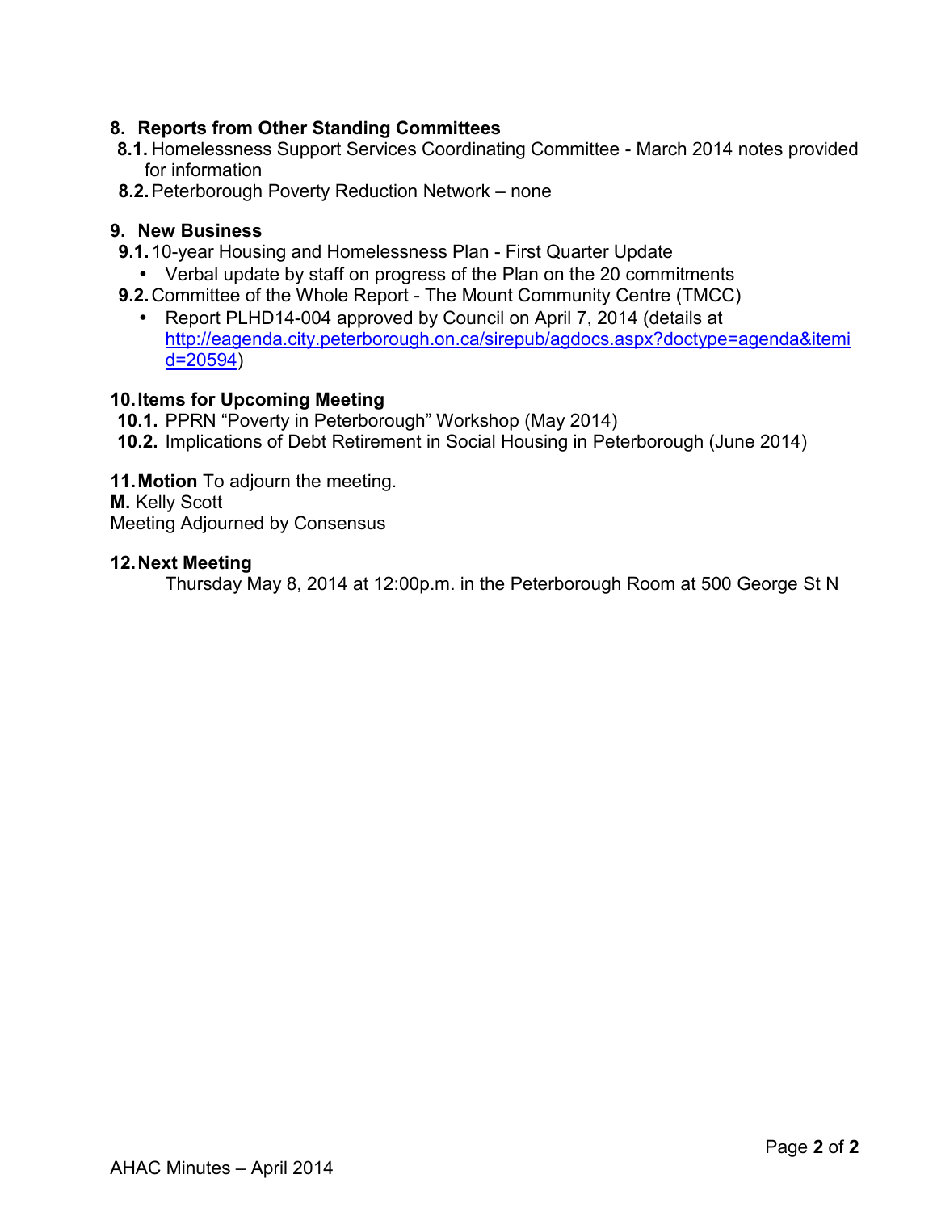**8. Reports from Other Standing Committees**

**8.1.** Homelessness Support Services Coordinating Committee - March 2014 notes provided for information

**8.2.** Peterborough Poverty Reduction Network – none

**9. New Business**

**9.1.** 10-year Housing and Homelessness Plan - First Quarter Update

- Verbal update by staff on progress of the Plan on the 20 commitments

**9.2.** Committee of the Whole Report - The Mount Community Centre (TMCC)

- Report PLHD14-004 approved by Council on April 7, 2014 (details at http://eagenda.city.peterborough.on.ca/sirepub/agdocs.aspx?doctype=agenda&itemid=20594)

**10. Items for Upcoming Meeting**

**10.1.** PPRN “Poverty in Peterborough” Workshop (May 2014)

**10.2.** Implications of Debt Retirement in Social Housing in Peterborough (June 2014)

**11. Motion** To adjourn the meeting.

**M.** Kelly Scott

Meeting Adjourned by Consensus

**12. Next Meeting**

Thursday May 8, 2014 at 12:00p.m. in the Peterborough Room at 500 George St N